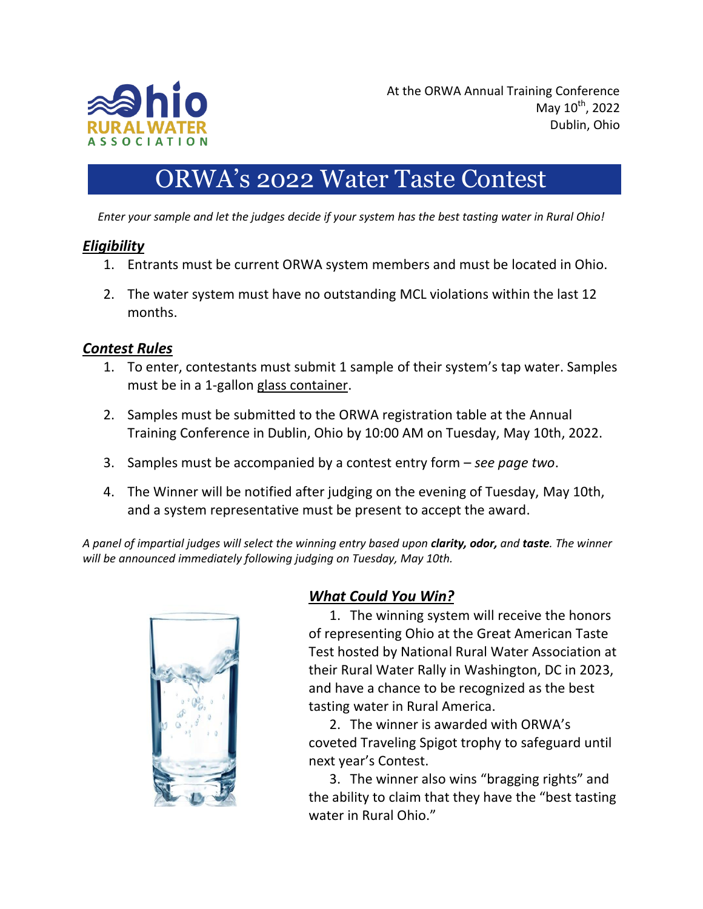At the ORWA Annual Training Conference
May 10th, 2022
Dublin, Ohio

# ORWA's 2022 Water Taste Contest

*Enter your sample and let the judges decide if your system has the best tasting water in Rural Ohio!*

## ***Eligibility***

1. Entrants must be current ORWA system members and must be located in Ohio.
2. The water system must have no outstanding MCL violations within the last 12 months.

## ***Contest Rules***

1. To enter, contestants must submit 1 sample of their system's tap water. Samples must be in a 1-gallon glass container.
2. Samples must be submitted to the ORWA registration table at the Annual Training Conference in Dublin, Ohio by 10:00 AM on Tuesday, May 10th, 2022.
3. Samples must be accompanied by a contest entry form – *see page two*.
4. The Winner will be notified after judging on the evening of Tuesday, May 10th, and a system representative must be present to accept the award.

*A panel of impartial judges will select the winning entry based upon **clarity, odor,** and **taste**. The winner will be announced immediately following judging on Tuesday, May 10th.*

## ***What Could You Win?***

1. The winning system will receive the honors of representing Ohio at the Great American Taste Test hosted by National Rural Water Association at their Rural Water Rally in Washington, DC in 2023, and have a chance to be recognized as the best tasting water in Rural America.
2. The winner is awarded with ORWA's coveted Traveling Spigot trophy to safeguard until next year's Contest.
3. The winner also wins "bragging rights" and the ability to claim that they have the "best tasting water in Rural Ohio."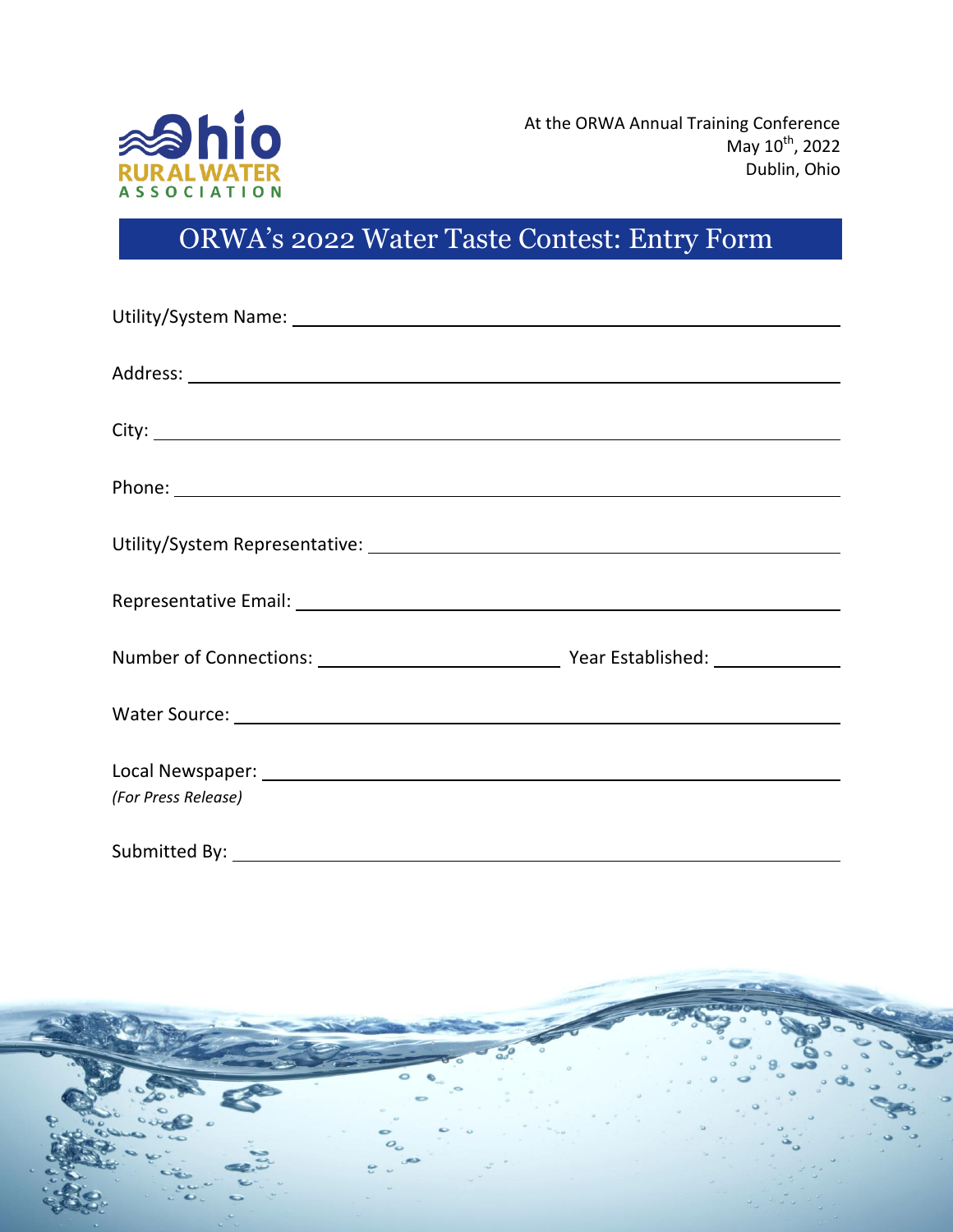Ohio RURAL WATER ASSOCIATION

At the ORWA Annual Training Conference
May 10th, 2022
Dublin, Ohio

# ORWA's 2022 Water Taste Contest: Entry Form

Utility/System Name: ______________________________

Address: ______________________________

City: ______________________________

Phone: ______________________________

Utility/System Representative: ______________________________

Representative Email: ______________________________

Number of Connections: ______________ Year Established: __________

Water Source: ______________________________

Local Newspaper: ______________________________
*(For Press Release)*

Submitted By: ______________________________